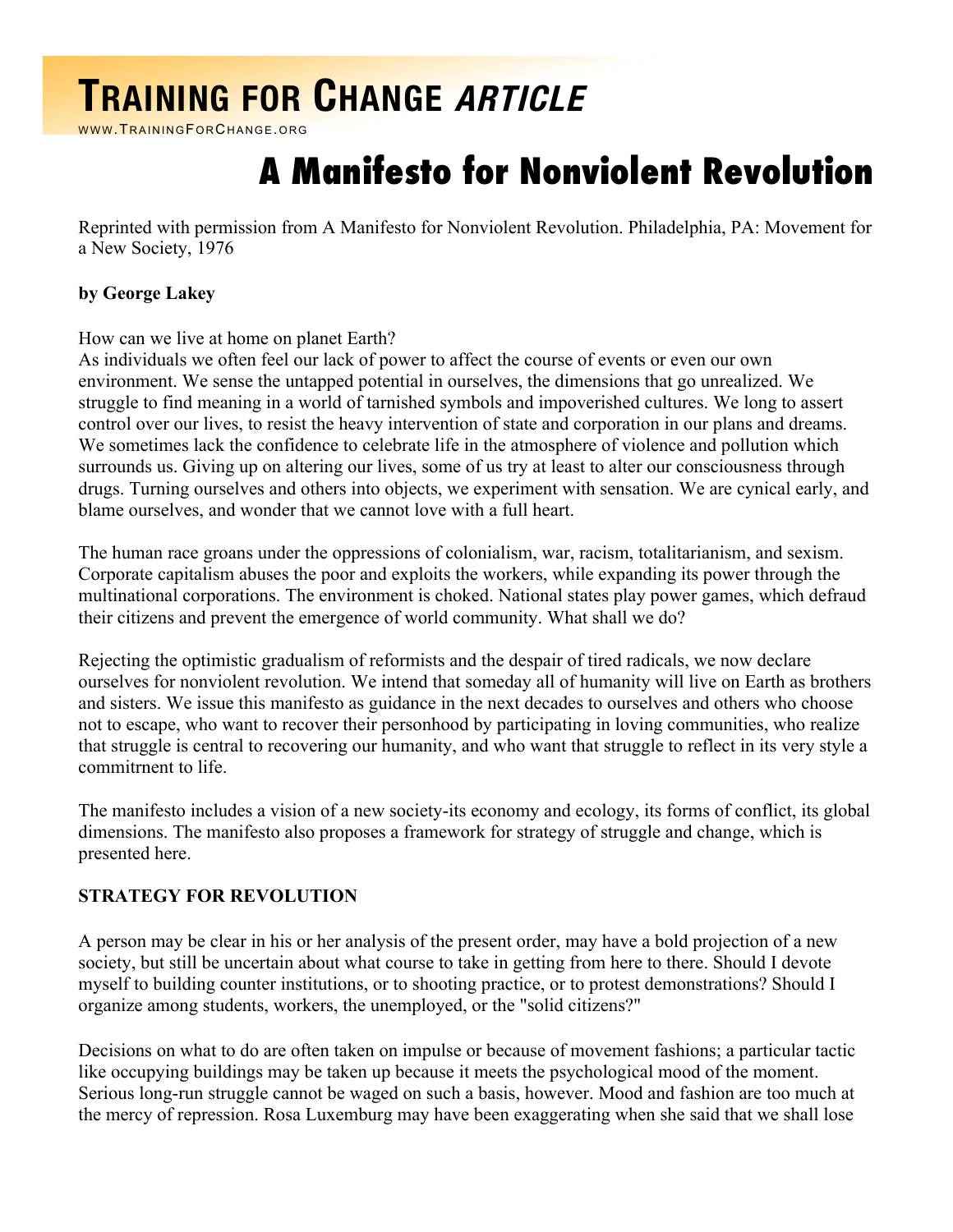# TRAINING FOR CHANGE *ARTICLE*

WWW.TRAININGFORCHANGE.ORG

# A Manifesto for Nonviolent Revolution

Reprinted with permission from A Manifesto for Nonviolent Revolution. Philadelphia, PA: Movement for a New Society, 1976

**by George Lakey**

How can we live at home on planet Earth?
As individuals we often feel our lack of power to affect the course of events or even our own environment. We sense the untapped potential in ourselves, the dimensions that go unrealized. We struggle to find meaning in a world of tarnished symbols and impoverished cultures. We long to assert control over our lives, to resist the heavy intervention of state and corporation in our plans and dreams. We sometimes lack the confidence to celebrate life in the atmosphere of violence and pollution which surrounds us. Giving up on altering our lives, some of us try at least to alter our consciousness through drugs. Turning ourselves and others into objects, we experiment with sensation. We are cynical early, and blame ourselves, and wonder that we cannot love with a full heart.

The human race groans under the oppressions of colonialism, war, racism, totalitarianism, and sexism. Corporate capitalism abuses the poor and exploits the workers, while expanding its power through the multinational corporations. The environment is choked. National states play power games, which defraud their citizens and prevent the emergence of world community. What shall we do?

Rejecting the optimistic gradualism of reformists and the despair of tired radicals, we now declare ourselves for nonviolent revolution. We intend that someday all of humanity will live on Earth as brothers and sisters. We issue this manifesto as guidance in the next decades to ourselves and others who choose not to escape, who want to recover their personhood by participating in loving communities, who realize that struggle is central to recovering our humanity, and who want that struggle to reflect in its very style a commitrnent to life.

The manifesto includes a vision of a new society-its economy and ecology, its forms of conflict, its global dimensions. The manifesto also proposes a framework for strategy of struggle and change, which is presented here.

**STRATEGY FOR REVOLUTION**

A person may be clear in his or her analysis of the present order, may have a bold projection of a new society, but still be uncertain about what course to take in getting from here to there. Should I devote myself to building counter institutions, or to shooting practice, or to protest demonstrations? Should I organize among students, workers, the unemployed, or the "solid citizens?"

Decisions on what to do are often taken on impulse or because of movement fashions; a particular tactic like occupying buildings may be taken up because it meets the psychological mood of the moment. Serious long-run struggle cannot be waged on such a basis, however. Mood and fashion are too much at the mercy of repression. Rosa Luxemburg may have been exaggerating when she said that we shall lose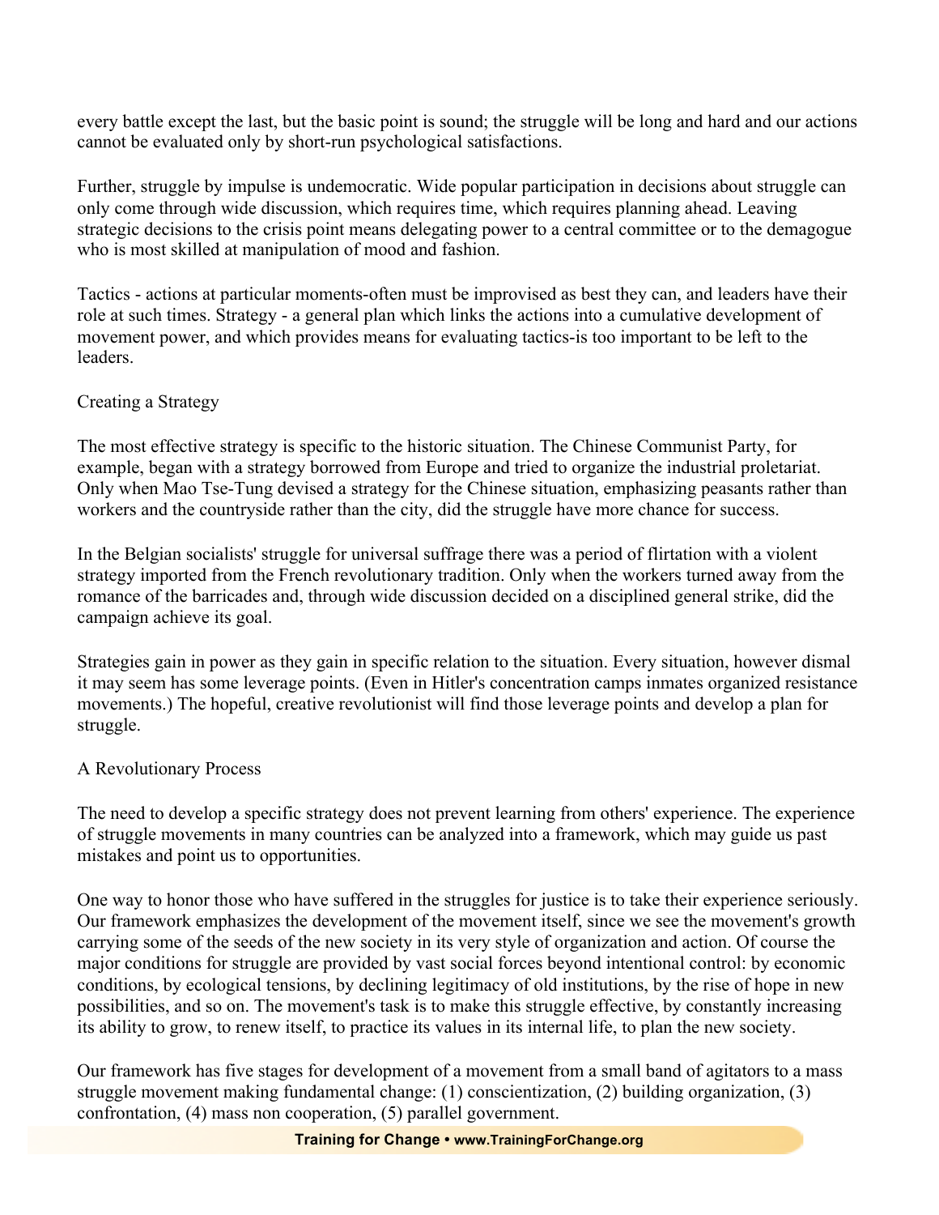every battle except the last, but the basic point is sound; the struggle will be long and hard and our actions cannot be evaluated only by short-run psychological satisfactions.

Further, struggle by impulse is undemocratic. Wide popular participation in decisions about struggle can only come through wide discussion, which requires time, which requires planning ahead. Leaving strategic decisions to the crisis point means delegating power to a central committee or to the demagogue who is most skilled at manipulation of mood and fashion.

Tactics - actions at particular moments-often must be improvised as best they can, and leaders have their role at such times. Strategy - a general plan which links the actions into a cumulative development of movement power, and which provides means for evaluating tactics-is too important to be left to the leaders.

## Creating a Strategy

The most effective strategy is specific to the historic situation. The Chinese Communist Party, for example, began with a strategy borrowed from Europe and tried to organize the industrial proletariat. Only when Mao Tse-Tung devised a strategy for the Chinese situation, emphasizing peasants rather than workers and the countryside rather than the city, did the struggle have more chance for success.

In the Belgian socialists' struggle for universal suffrage there was a period of flirtation with a violent strategy imported from the French revolutionary tradition. Only when the workers turned away from the romance of the barricades and, through wide discussion decided on a disciplined general strike, did the campaign achieve its goal.

Strategies gain in power as they gain in specific relation to the situation. Every situation, however dismal it may seem has some leverage points. (Even in Hitler's concentration camps inmates organized resistance movements.) The hopeful, creative revolutionist will find those leverage points and develop a plan for struggle.

## A Revolutionary Process

The need to develop a specific strategy does not prevent learning from others' experience. The experience of struggle movements in many countries can be analyzed into a framework, which may guide us past mistakes and point us to opportunities.

One way to honor those who have suffered in the struggles for justice is to take their experience seriously. Our framework emphasizes the development of the movement itself, since we see the movement's growth carrying some of the seeds of the new society in its very style of organization and action. Of course the major conditions for struggle are provided by vast social forces beyond intentional control: by economic conditions, by ecological tensions, by declining legitimacy of old institutions, by the rise of hope in new possibilities, and so on. The movement's task is to make this struggle effective, by constantly increasing its ability to grow, to renew itself, to practice its values in its internal life, to plan the new society.

Our framework has five stages for development of a movement from a small band of agitators to a mass struggle movement making fundamental change: (1) conscientization, (2) building organization, (3) confrontation, (4) mass non cooperation, (5) parallel government.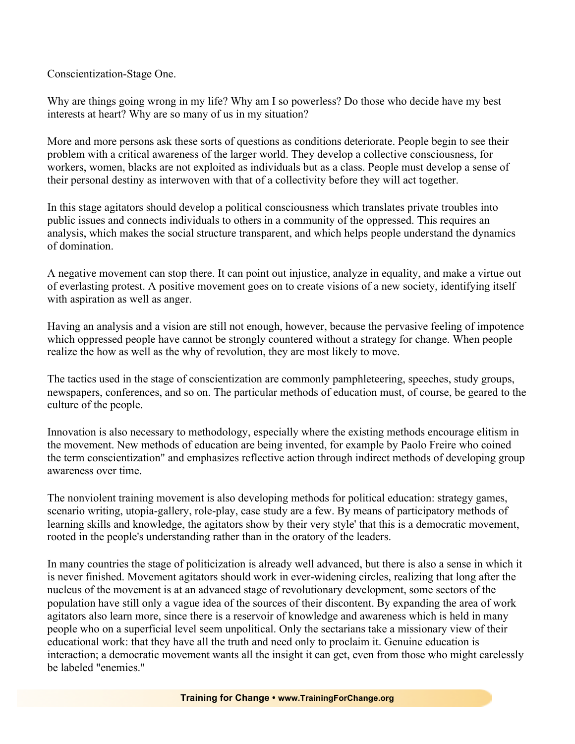Conscientization-Stage One.

Why are things going wrong in my life? Why am I so powerless? Do those who decide have my best interests at heart? Why are so many of us in my situation?

More and more persons ask these sorts of questions as conditions deteriorate. People begin to see their problem with a critical awareness of the larger world. They develop a collective consciousness, for workers, women, blacks are not exploited as individuals but as a class. People must develop a sense of their personal destiny as interwoven with that of a collectivity before they will act together.

In this stage agitators should develop a political consciousness which translates private troubles into public issues and connects individuals to others in a community of the oppressed. This requires an analysis, which makes the social structure transparent, and which helps people understand the dynamics of domination.

A negative movement can stop there. It can point out injustice, analyze in equality, and make a virtue out of everlasting protest. A positive movement goes on to create visions of a new society, identifying itself with aspiration as well as anger.

Having an analysis and a vision are still not enough, however, because the pervasive feeling of impotence which oppressed people have cannot be strongly countered without a strategy for change. When people realize the how as well as the why of revolution, they are most likely to move.

The tactics used in the stage of conscientization are commonly pamphleteering, speeches, study groups, newspapers, conferences, and so on. The particular methods of education must, of course, be geared to the culture of the people.

Innovation is also necessary to methodology, especially where the existing methods encourage elitism in the movement. New methods of education are being invented, for example by Paolo Freire who coined the term conscientization" and emphasizes reflective action through indirect methods of developing group awareness over time.

The nonviolent training movement is also developing methods for political education: strategy games, scenario writing, utopia-gallery, role-play, case study are a few. By means of participatory methods of learning skills and knowledge, the agitators show by their very style' that this is a democratic movement, rooted in the people's understanding rather than in the oratory of the leaders.

In many countries the stage of politicization is already well advanced, but there is also a sense in which it is never finished. Movement agitators should work in ever-widening circles, realizing that long after the nucleus of the movement is at an advanced stage of revolutionary development, some sectors of the population have still only a vague idea of the sources of their discontent. By expanding the area of work agitators also learn more, since there is a reservoir of knowledge and awareness which is held in many people who on a superficial level seem unpolitical. Only the sectarians take a missionary view of their educational work: that they have all the truth and need only to proclaim it. Genuine education is interaction; a democratic movement wants all the insight it can get, even from those who might carelessly be labeled "enemies."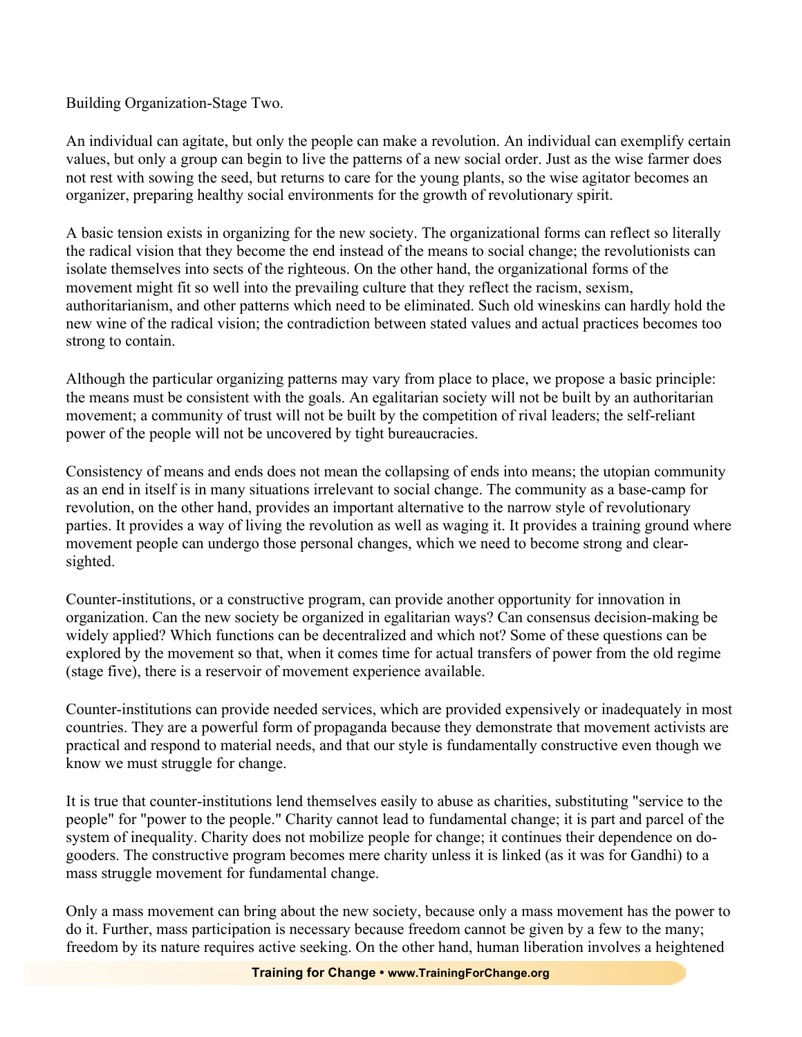Building Organization-Stage Two.

An individual can agitate, but only the people can make a revolution. An individual can exemplify certain values, but only a group can begin to live the patterns of a new social order. Just as the wise farmer does not rest with sowing the seed, but returns to care for the young plants, so the wise agitator becomes an organizer, preparing healthy social environments for the growth of revolutionary spirit.

A basic tension exists in organizing for the new society. The organizational forms can reflect so literally the radical vision that they become the end instead of the means to social change; the revolutionists can isolate themselves into sects of the righteous. On the other hand, the organizational forms of the movement might fit so well into the prevailing culture that they reflect the racism, sexism, authoritarianism, and other patterns which need to be eliminated. Such old wineskins can hardly hold the new wine of the radical vision; the contradiction between stated values and actual practices becomes too strong to contain.

Although the particular organizing patterns may vary from place to place, we propose a basic principle: the means must be consistent with the goals. An egalitarian society will not be built by an authoritarian movement; a community of trust will not be built by the competition of rival leaders; the self-reliant power of the people will not be uncovered by tight bureaucracies.

Consistency of means and ends does not mean the collapsing of ends into means; the utopian community as an end in itself is in many situations irrelevant to social change. The community as a base-camp for revolution, on the other hand, provides an important alternative to the narrow style of revolutionary parties. It provides a way of living the revolution as well as waging it. It provides a training ground where movement people can undergo those personal changes, which we need to become strong and clear-sighted.

Counter-institutions, or a constructive program, can provide another opportunity for innovation in organization. Can the new society be organized in egalitarian ways? Can consensus decision-making be widely applied? Which functions can be decentralized and which not? Some of these questions can be explored by the movement so that, when it comes time for actual transfers of power from the old regime (stage five), there is a reservoir of movement experience available.

Counter-institutions can provide needed services, which are provided expensively or inadequately in most countries. They are a powerful form of propaganda because they demonstrate that movement activists are practical and respond to material needs, and that our style is fundamentally constructive even though we know we must struggle for change.

It is true that counter-institutions lend themselves easily to abuse as charities, substituting "service to the people" for "power to the people." Charity cannot lead to fundamental change; it is part and parcel of the system of inequality. Charity does not mobilize people for change; it continues their dependence on do-gooders. The constructive program becomes mere charity unless it is linked (as it was for Gandhi) to a mass struggle movement for fundamental change.

Only a mass movement can bring about the new society, because only a mass movement has the power to do it. Further, mass participation is necessary because freedom cannot be given by a few to the many; freedom by its nature requires active seeking. On the other hand, human liberation involves a heightened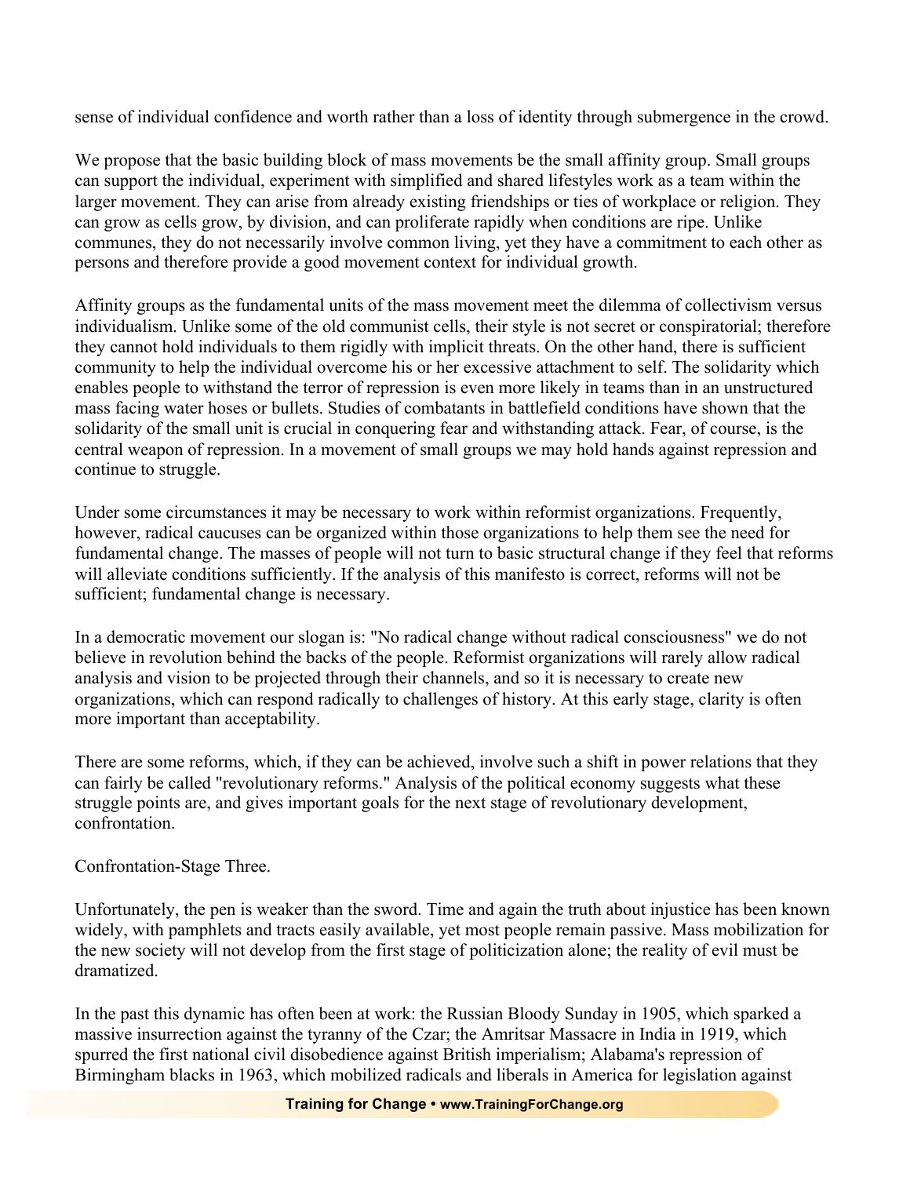sense of individual confidence and worth rather than a loss of identity through submergence in the crowd.

We propose that the basic building block of mass movements be the small affinity group. Small groups can support the individual, experiment with simplified and shared lifestyles work as a team within the larger movement. They can arise from already existing friendships or ties of workplace or religion. They can grow as cells grow, by division, and can proliferate rapidly when conditions are ripe. Unlike communes, they do not necessarily involve common living, yet they have a commitment to each other as persons and therefore provide a good movement context for individual growth.

Affinity groups as the fundamental units of the mass movement meet the dilemma of collectivism versus individualism. Unlike some of the old communist cells, their style is not secret or conspiratorial; therefore they cannot hold individuals to them rigidly with implicit threats. On the other hand, there is sufficient community to help the individual overcome his or her excessive attachment to self. The solidarity which enables people to withstand the terror of repression is even more likely in teams than in an unstructured mass facing water hoses or bullets. Studies of combatants in battlefield conditions have shown that the solidarity of the small unit is crucial in conquering fear and withstanding attack. Fear, of course, is the central weapon of repression. In a movement of small groups we may hold hands against repression and continue to struggle.

Under some circumstances it may be necessary to work within reformist organizations. Frequently, however, radical caucuses can be organized within those organizations to help them see the need for fundamental change. The masses of people will not turn to basic structural change if they feel that reforms will alleviate conditions sufficiently. If the analysis of this manifesto is correct, reforms will not be sufficient; fundamental change is necessary.

In a democratic movement our slogan is: "No radical change without radical consciousness" we do not believe in revolution behind the backs of the people. Reformist organizations will rarely allow radical analysis and vision to be projected through their channels, and so it is necessary to create new organizations, which can respond radically to challenges of history. At this early stage, clarity is often more important than acceptability.

There are some reforms, which, if they can be achieved, involve such a shift in power relations that they can fairly be called "revolutionary reforms." Analysis of the political economy suggests what these struggle points are, and gives important goals for the next stage of revolutionary development, confrontation.

Confrontation-Stage Three.

Unfortunately, the pen is weaker than the sword. Time and again the truth about injustice has been known widely, with pamphlets and tracts easily available, yet most people remain passive. Mass mobilization for the new society will not develop from the first stage of politicization alone; the reality of evil must be dramatized.

In the past this dynamic has often been at work: the Russian Bloody Sunday in 1905, which sparked a massive insurrection against the tyranny of the Czar; the Amritsar Massacre in India in 1919, which spurred the first national civil disobedience against British imperialism; Alabama's repression of Birmingham blacks in 1963, which mobilized radicals and liberals in America for legislation against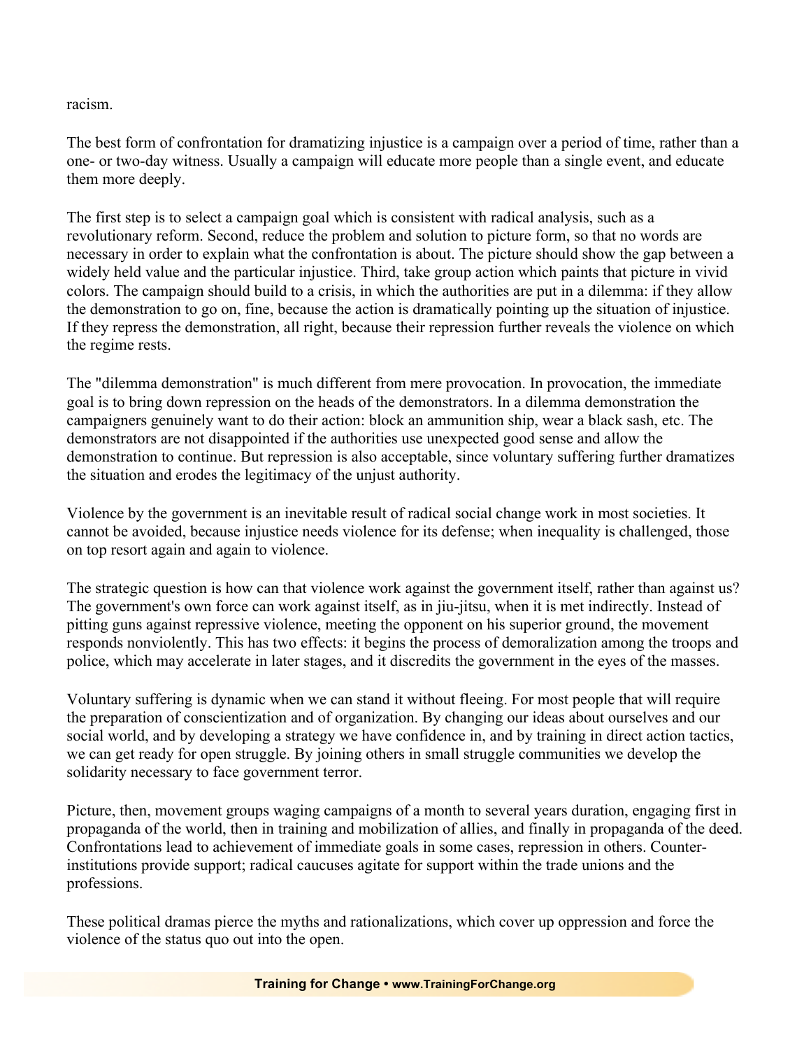racism.

The best form of confrontation for dramatizing injustice is a campaign over a period of time, rather than a one- or two-day witness. Usually a campaign will educate more people than a single event, and educate them more deeply.

The first step is to select a campaign goal which is consistent with radical analysis, such as a revolutionary reform. Second, reduce the problem and solution to picture form, so that no words are necessary in order to explain what the confrontation is about. The picture should show the gap between a widely held value and the particular injustice. Third, take group action which paints that picture in vivid colors. The campaign should build to a crisis, in which the authorities are put in a dilemma: if they allow the demonstration to go on, fine, because the action is dramatically pointing up the situation of injustice. If they repress the demonstration, all right, because their repression further reveals the violence on which the regime rests.

The "dilemma demonstration" is much different from mere provocation. In provocation, the immediate goal is to bring down repression on the heads of the demonstrators. In a dilemma demonstration the campaigners genuinely want to do their action: block an ammunition ship, wear a black sash, etc. The demonstrators are not disappointed if the authorities use unexpected good sense and allow the demonstration to continue. But repression is also acceptable, since voluntary suffering further dramatizes the situation and erodes the legitimacy of the unjust authority.

Violence by the government is an inevitable result of radical social change work in most societies. It cannot be avoided, because injustice needs violence for its defense; when inequality is challenged, those on top resort again and again to violence.

The strategic question is how can that violence work against the government itself, rather than against us? The government's own force can work against itself, as in jiu-jitsu, when it is met indirectly. Instead of pitting guns against repressive violence, meeting the opponent on his superior ground, the movement responds nonviolently. This has two effects: it begins the process of demoralization among the troops and police, which may accelerate in later stages, and it discredits the government in the eyes of the masses.

Voluntary suffering is dynamic when we can stand it without fleeing. For most people that will require the preparation of conscientization and of organization. By changing our ideas about ourselves and our social world, and by developing a strategy we have confidence in, and by training in direct action tactics, we can get ready for open struggle. By joining others in small struggle communities we develop the solidarity necessary to face government terror.

Picture, then, movement groups waging campaigns of a month to several years duration, engaging first in propaganda of the world, then in training and mobilization of allies, and finally in propaganda of the deed. Confrontations lead to achievement of immediate goals in some cases, repression in others. Counter-institutions provide support; radical caucuses agitate for support within the trade unions and the professions.

These political dramas pierce the myths and rationalizations, which cover up oppression and force the violence of the status quo out into the open.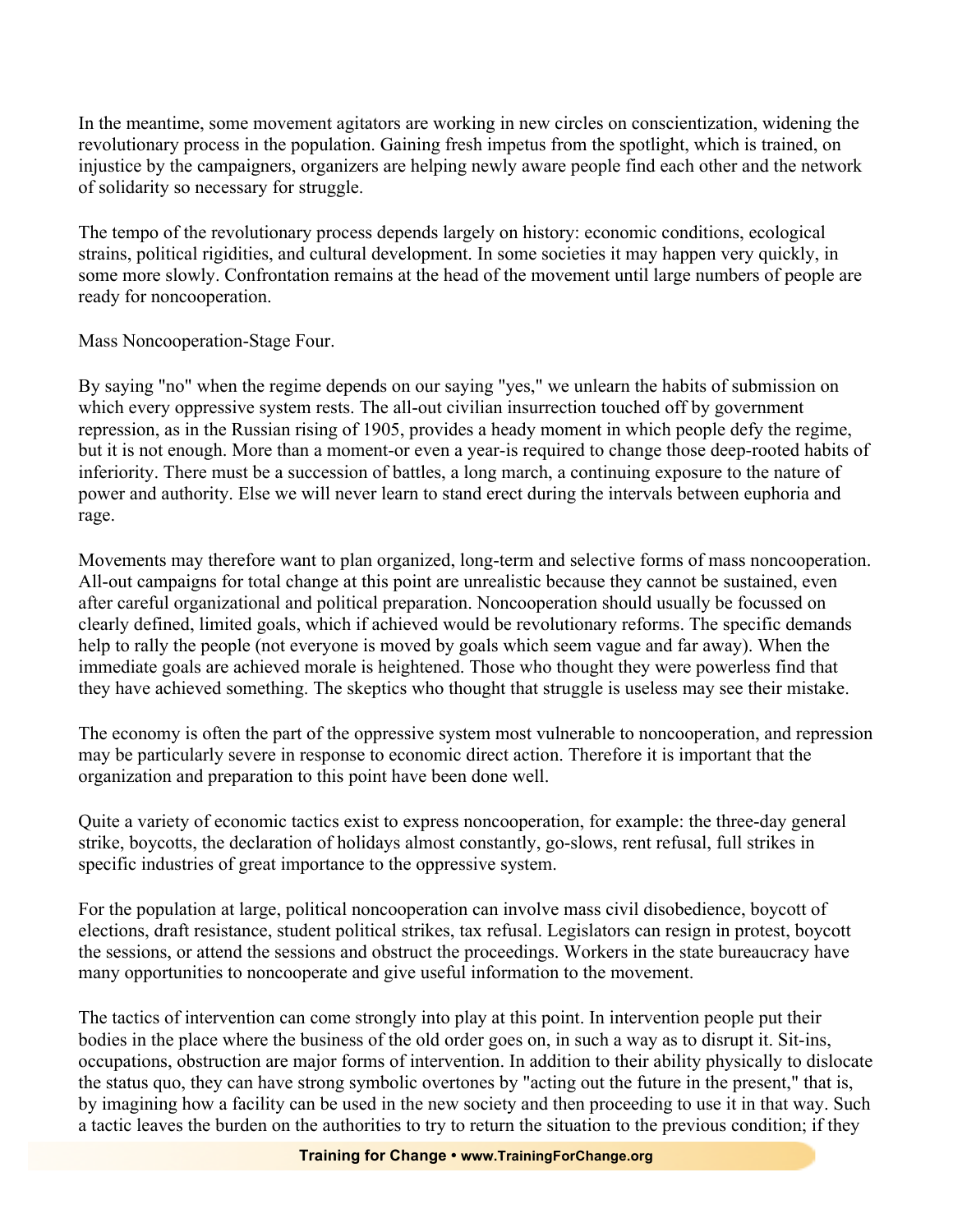In the meantime, some movement agitators are working in new circles on conscientization, widening the revolutionary process in the population. Gaining fresh impetus from the spotlight, which is trained, on injustice by the campaigners, organizers are helping newly aware people find each other and the network of solidarity so necessary for struggle.

The tempo of the revolutionary process depends largely on history: economic conditions, ecological strains, political rigidities, and cultural development. In some societies it may happen very quickly, in some more slowly. Confrontation remains at the head of the movement until large numbers of people are ready for noncooperation.

Mass Noncooperation-Stage Four.

By saying "no" when the regime depends on our saying "yes," we unlearn the habits of submission on which every oppressive system rests. The all-out civilian insurrection touched off by government repression, as in the Russian rising of 1905, provides a heady moment in which people defy the regime, but it is not enough. More than a moment-or even a year-is required to change those deep-rooted habits of inferiority. There must be a succession of battles, a long march, a continuing exposure to the nature of power and authority. Else we will never learn to stand erect during the intervals between euphoria and rage.

Movements may therefore want to plan organized, long-term and selective forms of mass noncooperation. All-out campaigns for total change at this point are unrealistic because they cannot be sustained, even after careful organizational and political preparation. Noncooperation should usually be focussed on clearly defined, limited goals, which if achieved would be revolutionary reforms. The specific demands help to rally the people (not everyone is moved by goals which seem vague and far away). When the immediate goals are achieved morale is heightened. Those who thought they were powerless find that they have achieved something. The skeptics who thought that struggle is useless may see their mistake.

The economy is often the part of the oppressive system most vulnerable to noncooperation, and repression may be particularly severe in response to economic direct action. Therefore it is important that the organization and preparation to this point have been done well.

Quite a variety of economic tactics exist to express noncooperation, for example: the three-day general strike, boycotts, the declaration of holidays almost constantly, go-slows, rent refusal, full strikes in specific industries of great importance to the oppressive system.

For the population at large, political noncooperation can involve mass civil disobedience, boycott of elections, draft resistance, student political strikes, tax refusal. Legislators can resign in protest, boycott the sessions, or attend the sessions and obstruct the proceedings. Workers in the state bureaucracy have many opportunities to noncooperate and give useful information to the movement.

The tactics of intervention can come strongly into play at this point. In intervention people put their bodies in the place where the business of the old order goes on, in such a way as to disrupt it. Sit-ins, occupations, obstruction are major forms of intervention. In addition to their ability physically to dislocate the status quo, they can have strong symbolic overtones by "acting out the future in the present," that is, by imagining how a facility can be used in the new society and then proceeding to use it in that way. Such a tactic leaves the burden on the authorities to try to return the situation to the previous condition; if they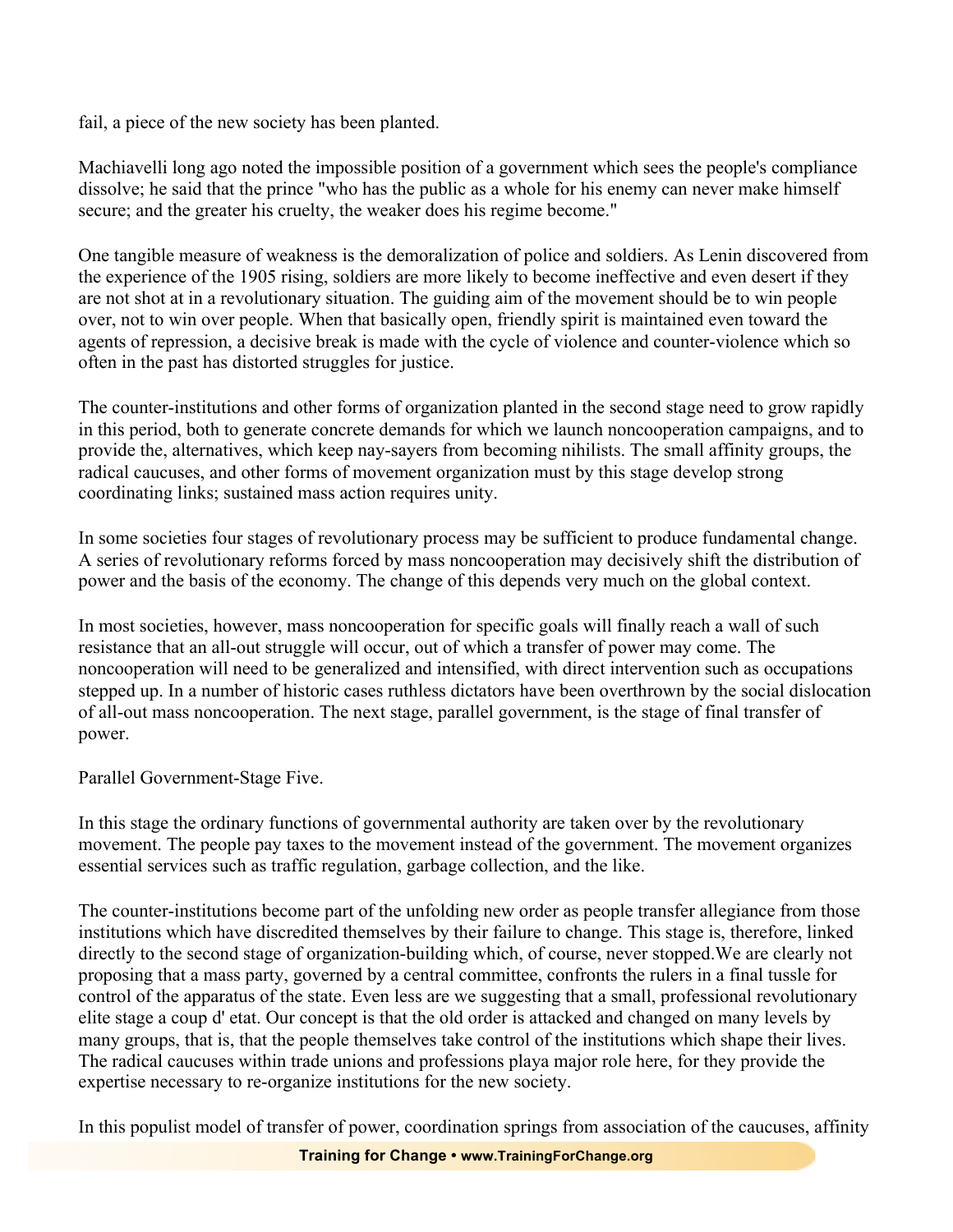fail, a piece of the new society has been planted.

Machiavelli long ago noted the impossible position of a government which sees the people's compliance dissolve; he said that the prince "who has the public as a whole for his enemy can never make himself secure; and the greater his cruelty, the weaker does his regime become."

One tangible measure of weakness is the demoralization of police and soldiers. As Lenin discovered from the experience of the 1905 rising, soldiers are more likely to become ineffective and even desert if they are not shot at in a revolutionary situation. The guiding aim of the movement should be to win people over, not to win over people. When that basically open, friendly spirit is maintained even toward the agents of repression, a decisive break is made with the cycle of violence and counter-violence which so often in the past has distorted struggles for justice.

The counter-institutions and other forms of organization planted in the second stage need to grow rapidly in this period, both to generate concrete demands for which we launch noncooperation campaigns, and to provide the, alternatives, which keep nay-sayers from becoming nihilists. The small affinity groups, the radical caucuses, and other forms of movement organization must by this stage develop strong coordinating links; sustained mass action requires unity.

In some societies four stages of revolutionary process may be sufficient to produce fundamental change. A series of revolutionary reforms forced by mass noncooperation may decisively shift the distribution of power and the basis of the economy. The change of this depends very much on the global context.

In most societies, however, mass noncooperation for specific goals will finally reach a wall of such resistance that an all-out struggle will occur, out of which a transfer of power may come. The noncooperation will need to be generalized and intensified, with direct intervention such as occupations stepped up. In a number of historic cases ruthless dictators have been overthrown by the social dislocation of all-out mass noncooperation. The next stage, parallel government, is the stage of final transfer of power.

## Parallel Government-Stage Five.

In this stage the ordinary functions of governmental authority are taken over by the revolutionary movement. The people pay taxes to the movement instead of the government. The movement organizes essential services such as traffic regulation, garbage collection, and the like.

The counter-institutions become part of the unfolding new order as people transfer allegiance from those institutions which have discredited themselves by their failure to change. This stage is, therefore, linked directly to the second stage of organization-building which, of course, never stopped.We are clearly not proposing that a mass party, governed by a central committee, confronts the rulers in a final tussle for control of the apparatus of the state. Even less are we suggesting that a small, professional revolutionary elite stage a coup d' etat. Our concept is that the old order is attacked and changed on many levels by many groups, that is, that the people themselves take control of the institutions which shape their lives. The radical caucuses within trade unions and professions playa major role here, for they provide the expertise necessary to re-organize institutions for the new society.

In this populist model of transfer of power, coordination springs from association of the caucuses, affinity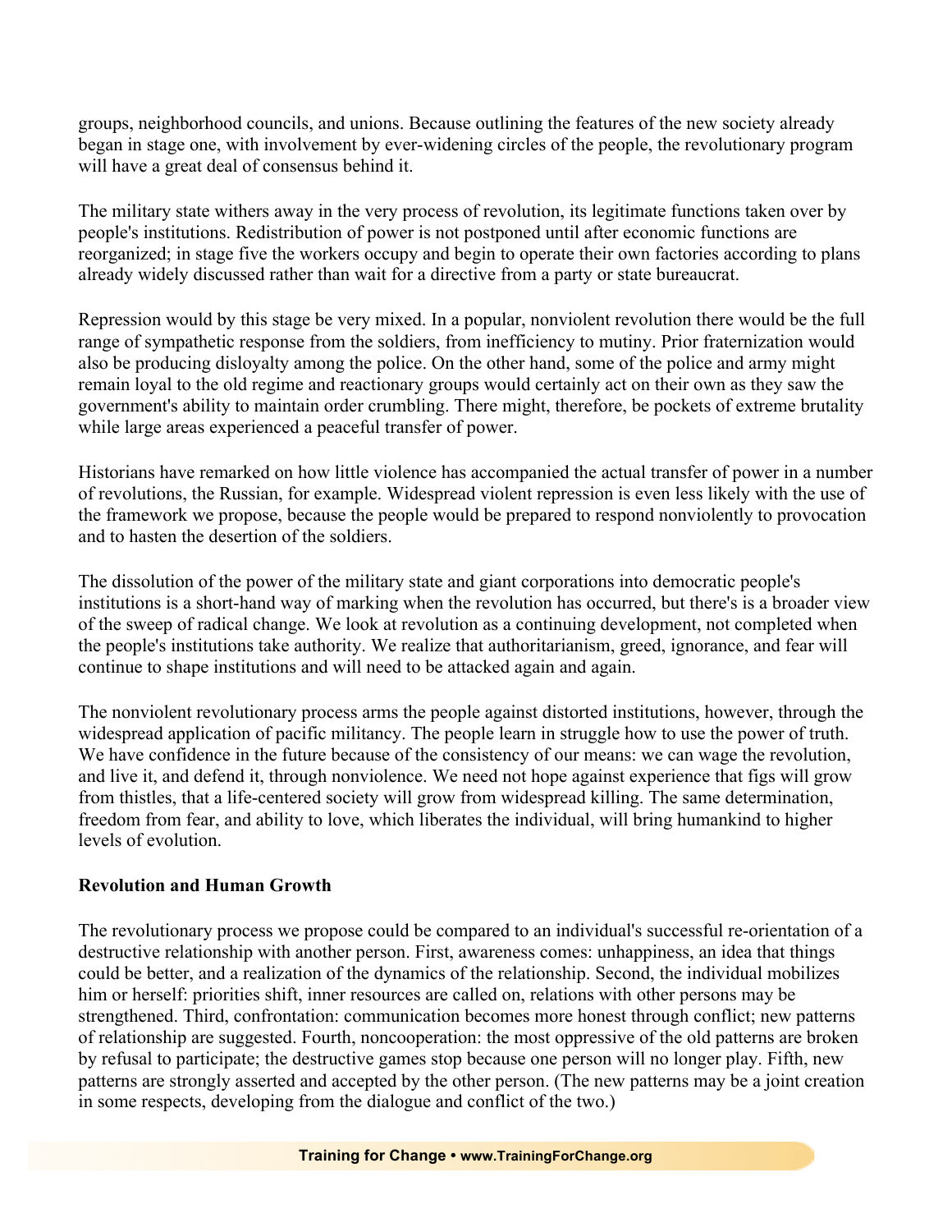groups, neighborhood councils, and unions. Because outlining the features of the new society already began in stage one, with involvement by ever-widening circles of the people, the revolutionary program will have a great deal of consensus behind it.

The military state withers away in the very process of revolution, its legitimate functions taken over by people's institutions. Redistribution of power is not postponed until after economic functions are reorganized; in stage five the workers occupy and begin to operate their own factories according to plans already widely discussed rather than wait for a directive from a party or state bureaucrat.

Repression would by this stage be very mixed. In a popular, nonviolent revolution there would be the full range of sympathetic response from the soldiers, from inefficiency to mutiny. Prior fraternization would also be producing disloyalty among the police. On the other hand, some of the police and army might remain loyal to the old regime and reactionary groups would certainly act on their own as they saw the government's ability to maintain order crumbling. There might, therefore, be pockets of extreme brutality while large areas experienced a peaceful transfer of power.

Historians have remarked on how little violence has accompanied the actual transfer of power in a number of revolutions, the Russian, for example. Widespread violent repression is even less likely with the use of the framework we propose, because the people would be prepared to respond nonviolently to provocation and to hasten the desertion of the soldiers.

The dissolution of the power of the military state and giant corporations into democratic people's institutions is a short-hand way of marking when the revolution has occurred, but there's is a broader view of the sweep of radical change. We look at revolution as a continuing development, not completed when the people's institutions take authority. We realize that authoritarianism, greed, ignorance, and fear will continue to shape institutions and will need to be attacked again and again.

The nonviolent revolutionary process arms the people against distorted institutions, however, through the widespread application of pacific militancy. The people learn in struggle how to use the power of truth. We have confidence in the future because of the consistency of our means: we can wage the revolution, and live it, and defend it, through nonviolence. We need not hope against experience that figs will grow from thistles, that a life-centered society will grow from widespread killing. The same determination, freedom from fear, and ability to love, which liberates the individual, will bring humankind to higher levels of evolution.

**Revolution and Human Growth**

The revolutionary process we propose could be compared to an individual's successful re-orientation of a destructive relationship with another person. First, awareness comes: unhappiness, an idea that things could be better, and a realization of the dynamics of the relationship. Second, the individual mobilizes him or herself: priorities shift, inner resources are called on, relations with other persons may be strengthened. Third, confrontation: communication becomes more honest through conflict; new patterns of relationship are suggested. Fourth, noncooperation: the most oppressive of the old patterns are broken by refusal to participate; the destructive games stop because one person will no longer play. Fifth, new patterns are strongly asserted and accepted by the other person. (The new patterns may be a joint creation in some respects, developing from the dialogue and conflict of the two.)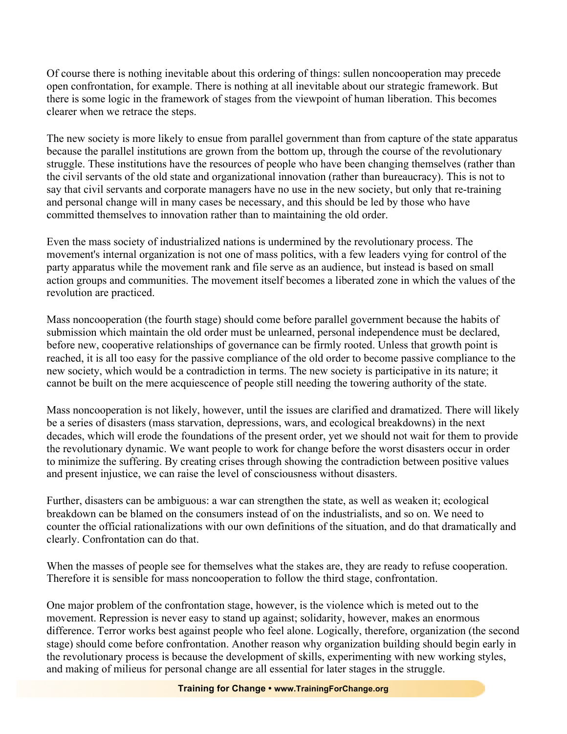Of course there is nothing inevitable about this ordering of things: sullen noncooperation may precede open confrontation, for example. There is nothing at all inevitable about our strategic framework. But there is some logic in the framework of stages from the viewpoint of human liberation. This becomes clearer when we retrace the steps.

The new society is more likely to ensue from parallel government than from capture of the state apparatus because the parallel institutions are grown from the bottom up, through the course of the revolutionary struggle. These institutions have the resources of people who have been changing themselves (rather than the civil servants of the old state and organizational innovation (rather than bureaucracy). This is not to say that civil servants and corporate managers have no use in the new society, but only that re-training and personal change will in many cases be necessary, and this should be led by those who have committed themselves to innovation rather than to maintaining the old order.

Even the mass society of industrialized nations is undermined by the revolutionary process. The movement's internal organization is not one of mass politics, with a few leaders vying for control of the party apparatus while the movement rank and file serve as an audience, but instead is based on small action groups and communities. The movement itself becomes a liberated zone in which the values of the revolution are practiced.

Mass noncooperation (the fourth stage) should come before parallel government because the habits of submission which maintain the old order must be unlearned, personal independence must be declared, before new, cooperative relationships of governance can be firmly rooted. Unless that growth point is reached, it is all too easy for the passive compliance of the old order to become passive compliance to the new society, which would be a contradiction in terms. The new society is participative in its nature; it cannot be built on the mere acquiescence of people still needing the towering authority of the state.

Mass noncooperation is not likely, however, until the issues are clarified and dramatized. There will likely be a series of disasters (mass starvation, depressions, wars, and ecological breakdowns) in the next decades, which will erode the foundations of the present order, yet we should not wait for them to provide the revolutionary dynamic. We want people to work for change before the worst disasters occur in order to minimize the suffering. By creating crises through showing the contradiction between positive values and present injustice, we can raise the level of consciousness without disasters.

Further, disasters can be ambiguous: a war can strengthen the state, as well as weaken it; ecological breakdown can be blamed on the consumers instead of on the industrialists, and so on. We need to counter the official rationalizations with our own definitions of the situation, and do that dramatically and clearly. Confrontation can do that.

When the masses of people see for themselves what the stakes are, they are ready to refuse cooperation. Therefore it is sensible for mass noncooperation to follow the third stage, confrontation.

One major problem of the confrontation stage, however, is the violence which is meted out to the movement. Repression is never easy to stand up against; solidarity, however, makes an enormous difference. Terror works best against people who feel alone. Logically, therefore, organization (the second stage) should come before confrontation. Another reason why organization building should begin early in the revolutionary process is because the development of skills, experimenting with new working styles, and making of milieus for personal change are all essential for later stages in the struggle.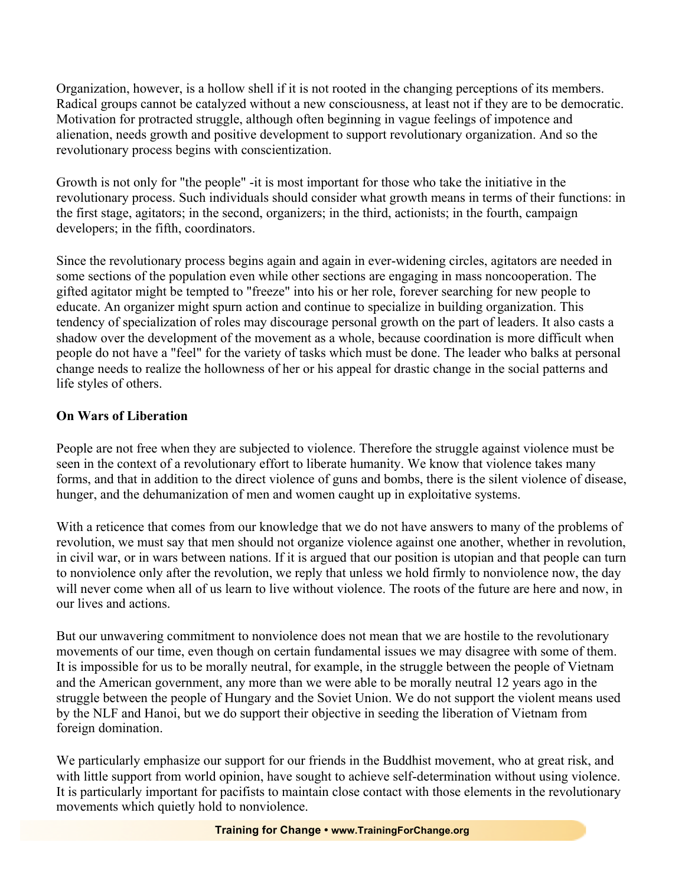Organization, however, is a hollow shell if it is not rooted in the changing perceptions of its members. Radical groups cannot be catalyzed without a new consciousness, at least not if they are to be democratic. Motivation for protracted struggle, although often beginning in vague feelings of impotence and alienation, needs growth and positive development to support revolutionary organization. And so the revolutionary process begins with conscientization.

Growth is not only for "the people" -it is most important for those who take the initiative in the revolutionary process. Such individuals should consider what growth means in terms of their functions: in the first stage, agitators; in the second, organizers; in the third, actionists; in the fourth, campaign developers; in the fifth, coordinators.

Since the revolutionary process begins again and again in ever-widening circles, agitators are needed in some sections of the population even while other sections are engaging in mass noncooperation. The gifted agitator might be tempted to "freeze" into his or her role, forever searching for new people to educate. An organizer might spurn action and continue to specialize in building organization. This tendency of specialization of roles may discourage personal growth on the part of leaders. It also casts a shadow over the development of the movement as a whole, because coordination is more difficult when people do not have a "feel" for the variety of tasks which must be done. The leader who balks at personal change needs to realize the hollowness of her or his appeal for drastic change in the social patterns and life styles of others.

**On Wars of Liberation**

People are not free when they are subjected to violence. Therefore the struggle against violence must be seen in the context of a revolutionary effort to liberate humanity. We know that violence takes many forms, and that in addition to the direct violence of guns and bombs, there is the silent violence of disease, hunger, and the dehumanization of men and women caught up in exploitative systems.

With a reticence that comes from our knowledge that we do not have answers to many of the problems of revolution, we must say that men should not organize violence against one another, whether in revolution, in civil war, or in wars between nations. If it is argued that our position is utopian and that people can turn to nonviolence only after the revolution, we reply that unless we hold firmly to nonviolence now, the day will never come when all of us learn to live without violence. The roots of the future are here and now, in our lives and actions.

But our unwavering commitment to nonviolence does not mean that we are hostile to the revolutionary movements of our time, even though on certain fundamental issues we may disagree with some of them. It is impossible for us to be morally neutral, for example, in the struggle between the people of Vietnam and the American government, any more than we were able to be morally neutral 12 years ago in the struggle between the people of Hungary and the Soviet Union. We do not support the violent means used by the NLF and Hanoi, but we do support their objective in seeding the liberation of Vietnam from foreign domination.

We particularly emphasize our support for our friends in the Buddhist movement, who at great risk, and with little support from world opinion, have sought to achieve self-determination without using violence. It is particularly important for pacifists to maintain close contact with those elements in the revolutionary movements which quietly hold to nonviolence.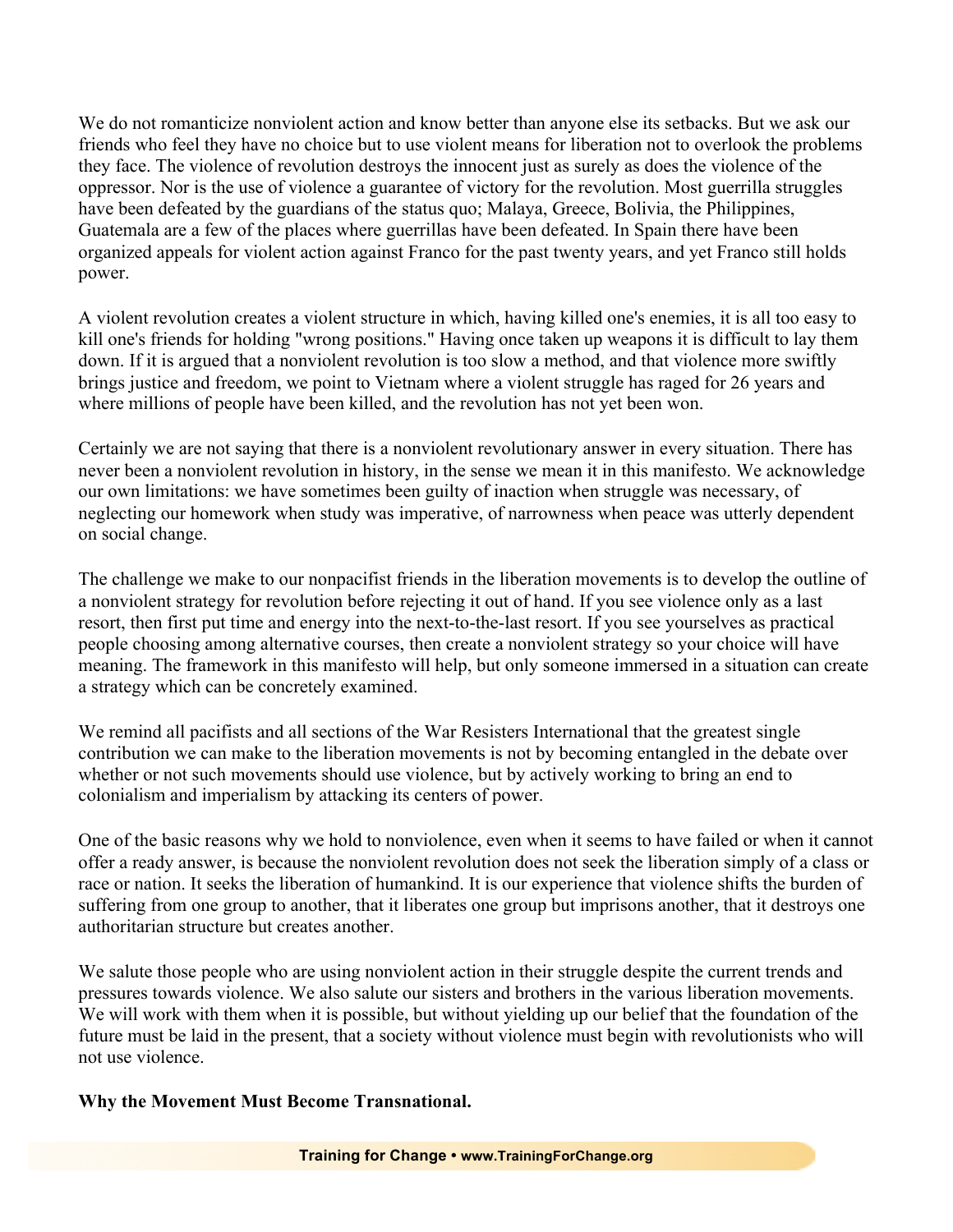We do not romanticize nonviolent action and know better than anyone else its setbacks. But we ask our friends who feel they have no choice but to use violent means for liberation not to overlook the problems they face. The violence of revolution destroys the innocent just as surely as does the violence of the oppressor. Nor is the use of violence a guarantee of victory for the revolution. Most guerrilla struggles have been defeated by the guardians of the status quo; Malaya, Greece, Bolivia, the Philippines, Guatemala are a few of the places where guerrillas have been defeated. In Spain there have been organized appeals for violent action against Franco for the past twenty years, and yet Franco still holds power.

A violent revolution creates a violent structure in which, having killed one's enemies, it is all too easy to kill one's friends for holding "wrong positions." Having once taken up weapons it is difficult to lay them down. If it is argued that a nonviolent revolution is too slow a method, and that violence more swiftly brings justice and freedom, we point to Vietnam where a violent struggle has raged for 26 years and where millions of people have been killed, and the revolution has not yet been won.

Certainly we are not saying that there is a nonviolent revolutionary answer in every situation. There has never been a nonviolent revolution in history, in the sense we mean it in this manifesto. We acknowledge our own limitations: we have sometimes been guilty of inaction when struggle was necessary, of neglecting our homework when study was imperative, of narrowness when peace was utterly dependent on social change.

The challenge we make to our nonpacifist friends in the liberation movements is to develop the outline of a nonviolent strategy for revolution before rejecting it out of hand. If you see violence only as a last resort, then first put time and energy into the next-to-the-last resort. If you see yourselves as practical people choosing among alternative courses, then create a nonviolent strategy so your choice will have meaning. The framework in this manifesto will help, but only someone immersed in a situation can create a strategy which can be concretely examined.

We remind all pacifists and all sections of the War Resisters International that the greatest single contribution we can make to the liberation movements is not by becoming entangled in the debate over whether or not such movements should use violence, but by actively working to bring an end to colonialism and imperialism by attacking its centers of power.

One of the basic reasons why we hold to nonviolence, even when it seems to have failed or when it cannot offer a ready answer, is because the nonviolent revolution does not seek the liberation simply of a class or race or nation. It seeks the liberation of humankind. It is our experience that violence shifts the burden of suffering from one group to another, that it liberates one group but imprisons another, that it destroys one authoritarian structure but creates another.

We salute those people who are using nonviolent action in their struggle despite the current trends and pressures towards violence. We also salute our sisters and brothers in the various liberation movements. We will work with them when it is possible, but without yielding up our belief that the foundation of the future must be laid in the present, that a society without violence must begin with revolutionists who will not use violence.

**Why the Movement Must Become Transnational.**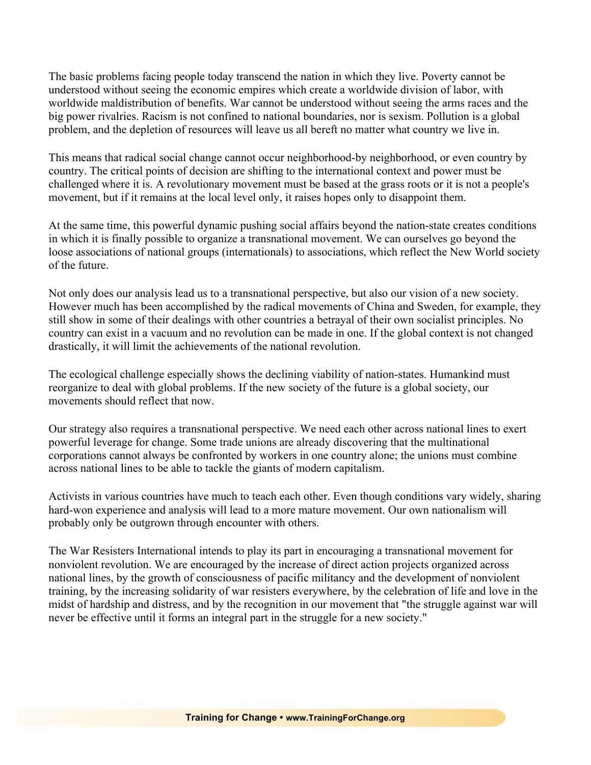The basic problems facing people today transcend the nation in which they live. Poverty cannot be understood without seeing the economic empires which create a worldwide division of labor, with worldwide maldistribution of benefits. War cannot be understood without seeing the arms races and the big power rivalries. Racism is not confined to national boundaries, nor is sexism. Pollution is a global problem, and the depletion of resources will leave us all bereft no matter what country we live in.

This means that radical social change cannot occur neighborhood-by neighborhood, or even country by country. The critical points of decision are shifting to the international context and power must be challenged where it is. A revolutionary movement must be based at the grass roots or it is not a people's movement, but if it remains at the local level only, it raises hopes only to disappoint them.

At the same time, this powerful dynamic pushing social affairs beyond the nation-state creates conditions in which it is finally possible to organize a transnational movement. We can ourselves go beyond the loose associations of national groups (internationals) to associations, which reflect the New World society of the future.

Not only does our analysis lead us to a transnational perspective, but also our vision of a new society. However much has been accomplished by the radical movements of China and Sweden, for example, they still show in some of their dealings with other countries a betrayal of their own socialist principles. No country can exist in a vacuum and no revolution can be made in one. If the global context is not changed drastically, it will limit the achievements of the national revolution.

The ecological challenge especially shows the declining viability of nation-states. Humankind must reorganize to deal with global problems. If the new society of the future is a global society, our movements should reflect that now.

Our strategy also requires a transnational perspective. We need each other across national lines to exert powerful leverage for change. Some trade unions are already discovering that the multinational corporations cannot always be confronted by workers in one country alone; the unions must combine across national lines to be able to tackle the giants of modern capitalism.

Activists in various countries have much to teach each other. Even though conditions vary widely, sharing hard-won experience and analysis will lead to a more mature movement. Our own nationalism will probably only be outgrown through encounter with others.

The War Resisters International intends to play its part in encouraging a transnational movement for nonviolent revolution. We are encouraged by the increase of direct action projects organized across national lines, by the growth of consciousness of pacific militancy and the development of nonviolent training, by the increasing solidarity of war resisters everywhere, by the celebration of life and love in the midst of hardship and distress, and by the recognition in our movement that "the struggle against war will never be effective until it forms an integral part in the struggle for a new society."